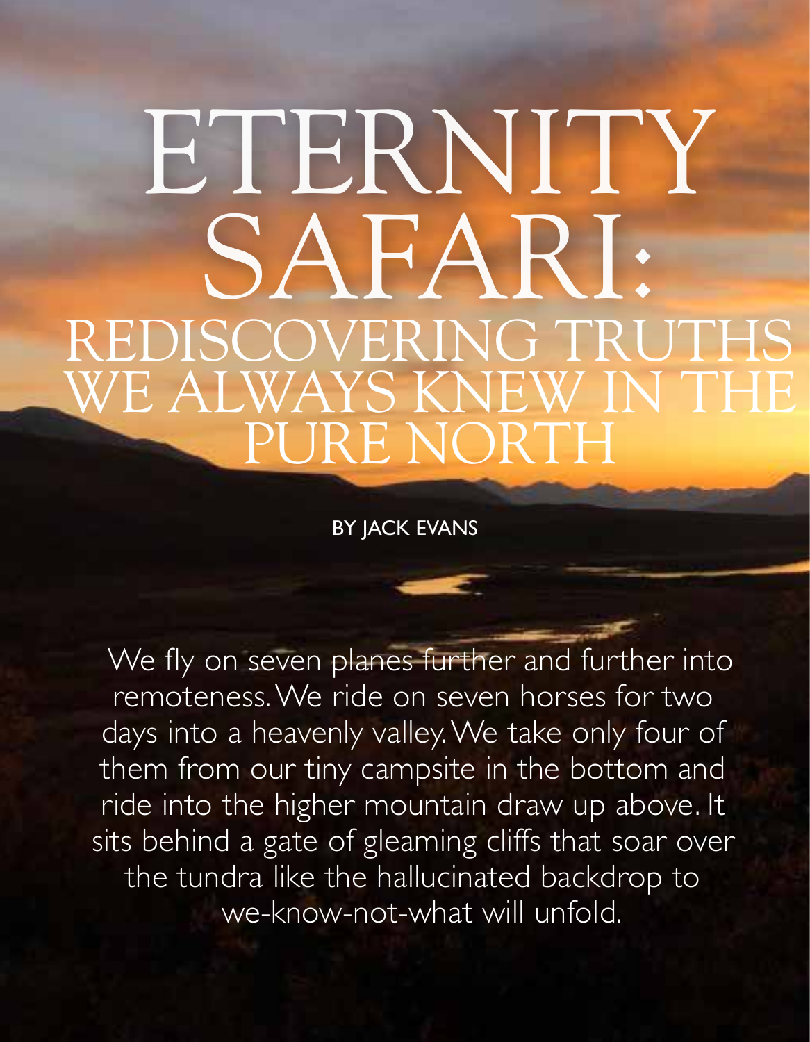# ETERNITY SAFARI:

## REDISCOVERING TRUTHS WE ALWAYS KNEW IN THE PURE NORTH

BY JACK EVANS

We fly on seven planes further and further into remoteness. We ride on seven horses for two days into a heavenly valley. We take only four of them from our tiny campsite in the bottom and ride into the higher mountain draw up above. It sits behind a gate of gleaming cliffs that soar over the tundra like the hallucinated backdrop to we-know-not-what will unfold.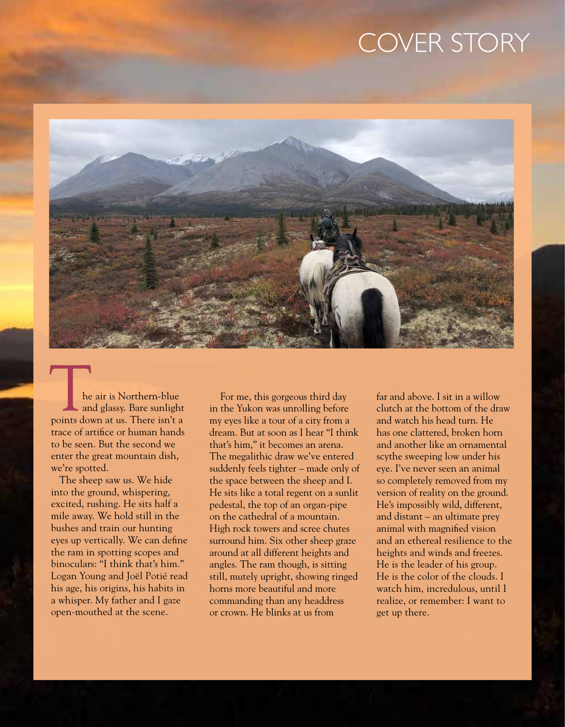COVER STORY

The air is Northern-blue and glassy. Bare sunlight points down at us. There isn't a trace of artifice or human hands to be seen. But the second we enter the great mountain dish, we're spotted.

The sheep saw us. We hide into the ground, whispering, excited, rushing. He sits half a mile away. We hold still in the bushes and train our hunting eyes up vertically. We can define the ram in spotting scopes and binoculars: "I think that's him." Logan Young and Joël Potié read his age, his origins, his habits in a whisper. My father and I gaze open-mouthed at the scene.

For me, this gorgeous third day in the Yukon was unrolling before my eyes like a tour of a city from a dream. But at soon as I hear "I think that's him," it becomes an arena. The megalithic draw we've entered suddenly feels tighter – made only of the space between the sheep and I. He sits like a total regent on a sunlit pedestal, the top of an organ-pipe on the cathedral of a mountain. High rock towers and scree chutes surround him. Six other sheep graze around at all different heights and angles. The ram though, is sitting still, mutely upright, showing ringed horns more beautiful and more commanding than any headdress or crown. He blinks at us from far and above. I sit in a willow clutch at the bottom of the draw and watch his head turn. He has one clattered, broken horn and another like an ornamental scythe sweeping low under his eye. I've never seen an animal so completely removed from my version of reality on the ground. He's impossibly wild, different, and distant – an ultimate prey animal with magnified vision and an ethereal resilience to the heights and winds and freezes. He is the leader of his group. He is the color of the clouds. I watch him, incredulous, until I realize, or remember: I want to get up there.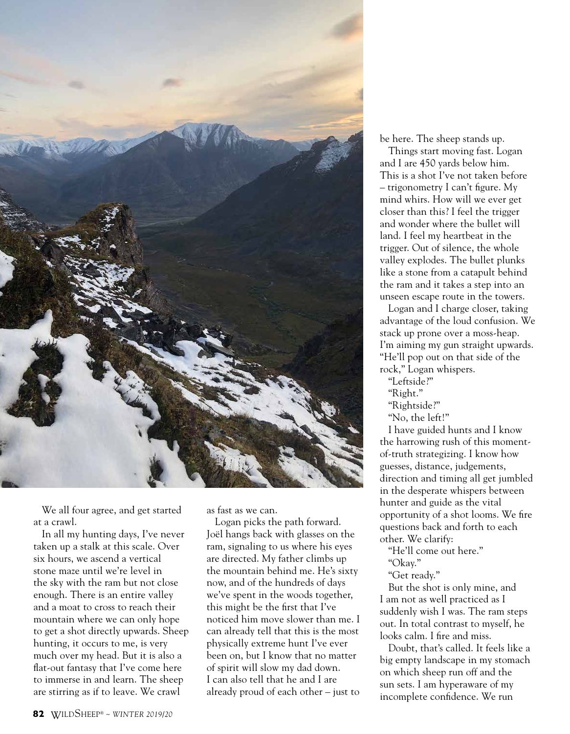We all four agree, and get started at a crawl.

In all my hunting days, I've never taken up a stalk at this scale. Over six hours, we ascend a vertical stone maze until we're level in the sky with the ram but not close enough. There is an entire valley and a moat to cross to reach their mountain where we can only hope to get a shot directly upwards. Sheep hunting, it occurs to me, is very much over my head. But it is also a flat-out fantasy that I've come here to immerse in and learn. The sheep are stirring as if to leave. We crawl as fast as we can.

Logan picks the path forward. Joël hangs back with glasses on the ram, signaling to us where his eyes are directed. My father climbs up the mountain behind me. He's sixty now, and of the hundreds of days we've spent in the woods together, this might be the first that I've noticed him move slower than me. I can already tell that this is the most physically extreme hunt I've ever been on, but I know that no matter of spirit will slow my dad down. I can also tell that he and I are already proud of each other – just to be here. The sheep stands up.

Things start moving fast. Logan and I are 450 yards below him. This is a shot I've not taken before – trigonometry I can't figure. My mind whirs. How will we ever get closer than this? I feel the trigger and wonder where the bullet will land. I feel my heartbeat in the trigger. Out of silence, the whole valley explodes. The bullet plunks like a stone from a catapult behind the ram and it takes a step into an unseen escape route in the towers.

Logan and I charge closer, taking advantage of the loud confusion. We stack up prone over a moss-heap. I'm aiming my gun straight upwards. "He'll pop out on that side of the rock," Logan whispers.

"Leftside?"

"Right."

"Rightside?"

"No, the left!"

I have guided hunts and I know the harrowing rush of this moment-of-truth strategizing. I know how guesses, distance, judgements, direction and timing all get jumbled in the desperate whispers between hunter and guide as the vital opportunity of a shot looms. We fire questions back and forth to each other. We clarify:

"He'll come out here."

"Okay."

"Get ready."

But the shot is only mine, and I am not as well practiced as I suddenly wish I was. The ram steps out. In total contrast to myself, he looks calm. I fire and miss.

Doubt, that's called. It feels like a big empty landscape in my stomach on which sheep run off and the sun sets. I am hyperaware of my incomplete confidence. We run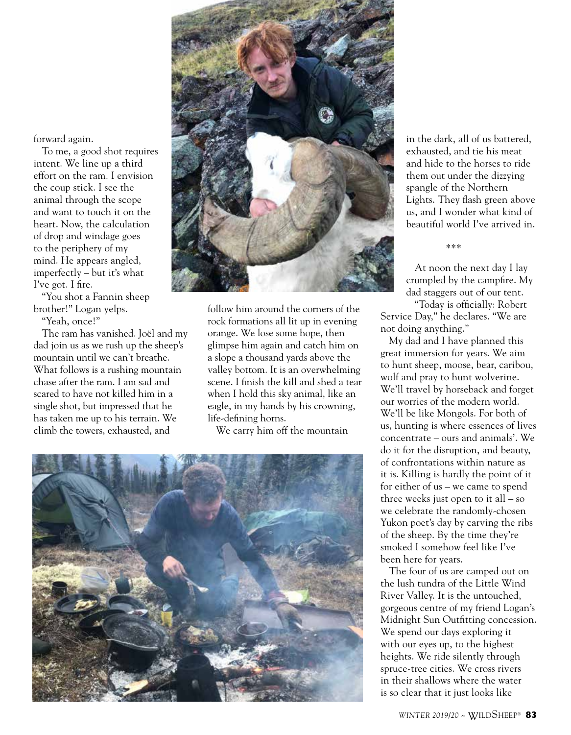forward again.

To me, a good shot requires intent. We line up a third effort on the ram. I envision the coup stick. I see the animal through the scope and want to touch it on the heart. Now, the calculation of drop and windage goes to the periphery of my mind. He appears angled, imperfectly – but it's what I've got. I fire.

"You shot a Fannin sheep brother!" Logan yelps.

"Yeah, once!"

The ram has vanished. Joël and my dad join us as we rush up the sheep's mountain until we can't breathe. What follows is a rushing mountain chase after the ram. I am sad and scared to have not killed him in a single shot, but impressed that he has taken me up to his terrain. We climb the towers, exhausted, and follow him around the corners of the rock formations all lit up in evening orange. We lose some hope, then glimpse him again and catch him on a slope a thousand yards above the valley bottom. It is an overwhelming scene. I finish the kill and shed a tear when I hold this sky animal, like an eagle, in my hands by his crowning, life-defining horns.

We carry him off the mountain in the dark, all of us battered, exhausted, and tie his meat and hide to the horses to ride them out under the dizzying spangle of the Northern Lights. They flash green above us, and I wonder what kind of beautiful world I've arrived in.

\*\*\*

At noon the next day I lay crumpled by the campfire. My dad staggers out of our tent.

"Today is officially: Robert Service Day," he declares. "We are not doing anything."

My dad and I have planned this great immersion for years. We aim to hunt sheep, moose, bear, caribou, wolf and pray to hunt wolverine. We'll travel by horseback and forget our worries of the modern world. We'll be like Mongols. For both of us, hunting is where essences of lives concentrate – ours and animals'. We do it for the disruption, and beauty, of confrontations within nature as it is. Killing is hardly the point of it for either of us – we came to spend three weeks just open to it all – so we celebrate the randomly-chosen Yukon poet's day by carving the ribs of the sheep. By the time they're smoked I somehow feel like I've been here for years.

The four of us are camped out on the lush tundra of the Little Wind River Valley. It is the untouched, gorgeous centre of my friend Logan's Midnight Sun Outfitting concession. We spend our days exploring it with our eyes up, to the highest heights. We ride silently through spruce-tree cities. We cross rivers in their shallows where the water is so clear that it just looks like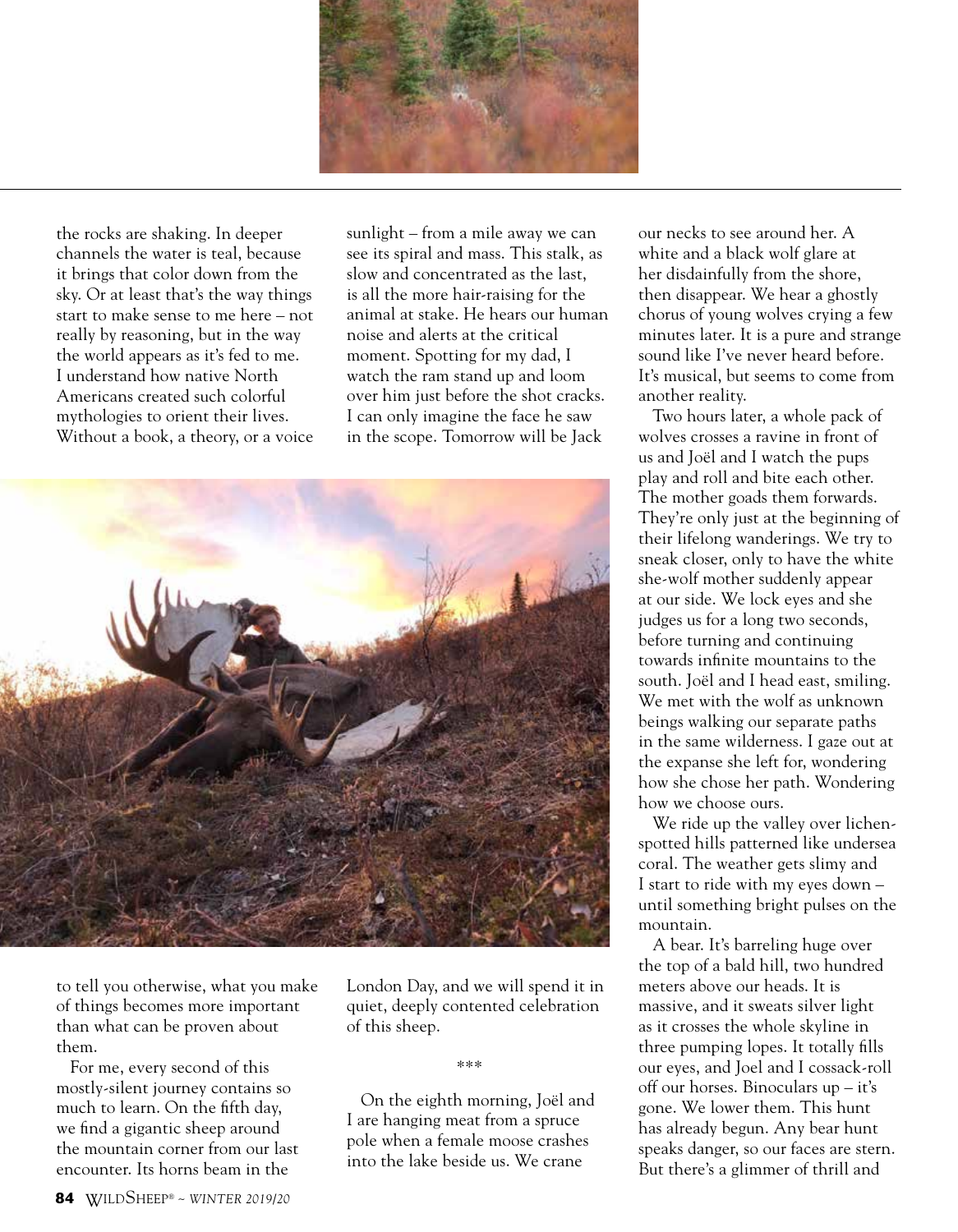the rocks are shaking. In deeper channels the water is teal, because it brings that color down from the sky. Or at least that's the way things start to make sense to me here – not really by reasoning, but in the way the world appears as it's fed to me. I understand how native North Americans created such colorful mythologies to orient their lives. Without a book, a theory, or a voice to tell you otherwise, what you make of things becomes more important than what can be proven about them.

For me, every second of this mostly-silent journey contains so much to learn. On the fifth day, we find a gigantic sheep around the mountain corner from our last encounter. Its horns beam in the sunlight – from a mile away we can see its spiral and mass. This stalk, as slow and concentrated as the last, is all the more hair-raising for the animal at stake. He hears our human noise and alerts at the critical moment. Spotting for my dad, I watch the ram stand up and loom over him just before the shot cracks. I can only imagine the face he saw in the scope. Tomorrow will be Jack London Day, and we will spend it in quiet, deeply contented celebration of this sheep.

***

On the eighth morning, Joël and I are hanging meat from a spruce pole when a female moose crashes into the lake beside us. We crane our necks to see around her. A white and a black wolf glare at her disdainfully from the shore, then disappear. We hear a ghostly chorus of young wolves crying a few minutes later. It is a pure and strange sound like I've never heard before. It's musical, but seems to come from another reality.

Two hours later, a whole pack of wolves crosses a ravine in front of us and Joël and I watch the pups play and roll and bite each other. The mother goads them forwards. They're only just at the beginning of their lifelong wanderings. We try to sneak closer, only to have the white she-wolf mother suddenly appear at our side. We lock eyes and she judges us for a long two seconds, before turning and continuing towards infinite mountains to the south. Joël and I head east, smiling. We met with the wolf as unknown beings walking our separate paths in the same wilderness. I gaze out at the expanse she left for, wondering how she chose her path. Wondering how we choose ours.

We ride up the valley over lichen-spotted hills patterned like undersea coral. The weather gets slimy and I start to ride with my eyes down – until something bright pulses on the mountain.

A bear. It's barreling huge over the top of a bald hill, two hundred meters above our heads. It is massive, and it sweats silver light as it crosses the whole skyline in three pumping lopes. It totally fills our eyes, and Joel and I cossack-roll off our horses. Binoculars up – it's gone. We lower them. This hunt has already begun. Any bear hunt speaks danger, so our faces are stern. But there's a glimmer of thrill and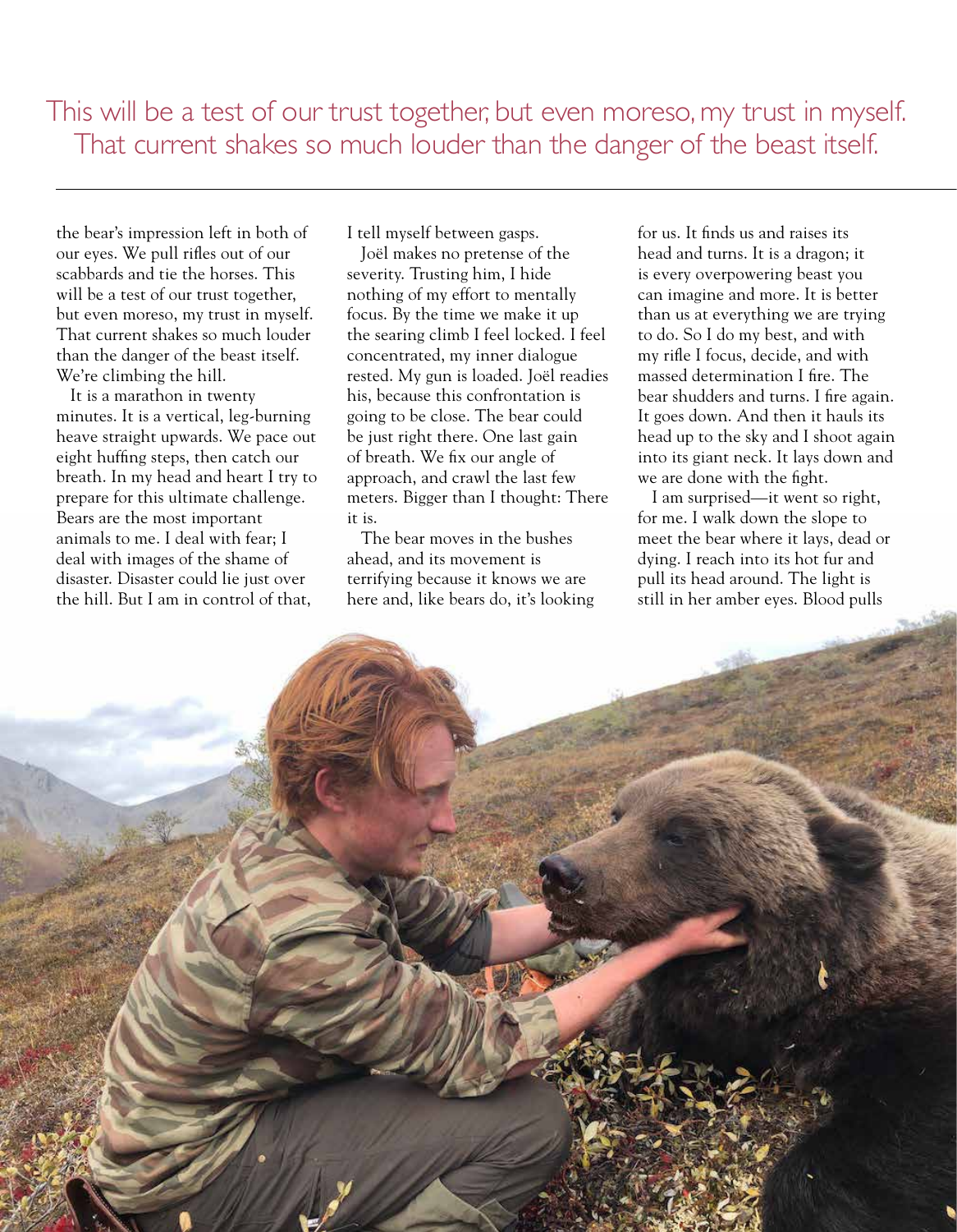> This will be a test of our trust together, but even moreso, my trust in myself. That current shakes so much louder than the danger of the beast itself.

the bear's impression left in both of our eyes. We pull rifles out of our scabbards and tie the horses. This will be a test of our trust together, but even moreso, my trust in myself. That current shakes so much louder than the danger of the beast itself. We're climbing the hill.

It is a marathon in twenty minutes. It is a vertical, leg-burning heave straight upwards. We pace out eight huffing steps, then catch our breath. In my head and heart I try to prepare for this ultimate challenge. Bears are the most important animals to me. I deal with fear; I deal with images of the shame of disaster. Disaster could lie just over the hill. But I am in control of that, I tell myself between gasps.

Joël makes no pretense of the severity. Trusting him, I hide nothing of my effort to mentally focus. By the time we make it up the searing climb I feel locked. I feel concentrated, my inner dialogue rested. My gun is loaded. Joël readies his, because this confrontation is going to be close. The bear could be just right there. One last gain of breath. We fix our angle of approach, and crawl the last few meters. Bigger than I thought: There it is.

The bear moves in the bushes ahead, and its movement is terrifying because it knows we are here and, like bears do, it's looking for us. It finds us and raises its head and turns. It is a dragon; it is every overpowering beast you can imagine and more. It is better than us at everything we are trying to do. So I do my best, and with my rifle I focus, decide, and with massed determination I fire. The bear shudders and turns. I fire again. It goes down. And then it hauls its head up to the sky and I shoot again into its giant neck. It lays down and we are done with the fight.

I am surprised—it went so right, for me. I walk down the slope to meet the bear where it lays, dead or dying. I reach into its hot fur and pull its head around. The light is still in her amber eyes. Blood pulls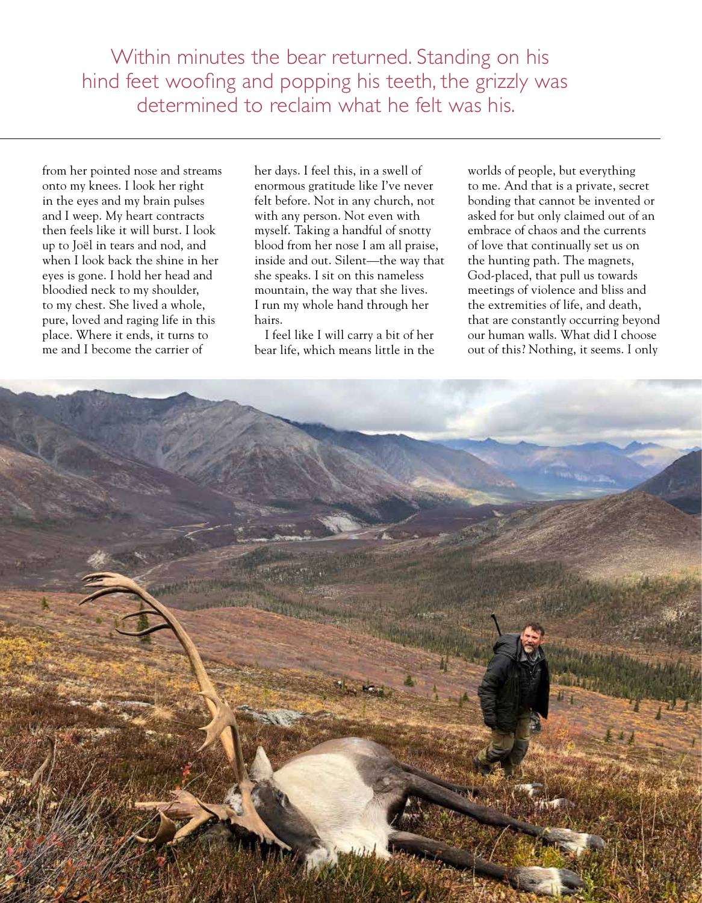Within minutes the bear returned. Standing on his hind feet woofing and popping his teeth, the grizzly was determined to reclaim what he felt was his.

from her pointed nose and streams onto my knees. I look her right in the eyes and my brain pulses and I weep. My heart contracts then feels like it will burst. I look up to Joël in tears and nod, and when I look back the shine in her eyes is gone. I hold her head and bloodied neck to my shoulder, to my chest. She lived a whole, pure, loved and raging life in this place. Where it ends, it turns to me and I become the carrier of her days. I feel this, in a swell of enormous gratitude like I've never felt before. Not in any church, not with any person. Not even with myself. Taking a handful of snotty blood from her nose I am all praise, inside and out. Silent—the way that she speaks. I sit on this nameless mountain, the way that she lives. I run my whole hand through her hairs.

I feel like I will carry a bit of her bear life, which means little in the worlds of people, but everything to me. And that is a private, secret bonding that cannot be invented or asked for but only claimed out of an embrace of chaos and the currents of love that continually set us on the hunting path. The magnets, God-placed, that pull us towards meetings of violence and bliss and the extremities of life, and death, that are constantly occurring beyond our human walls. What did I choose out of this? Nothing, it seems. I only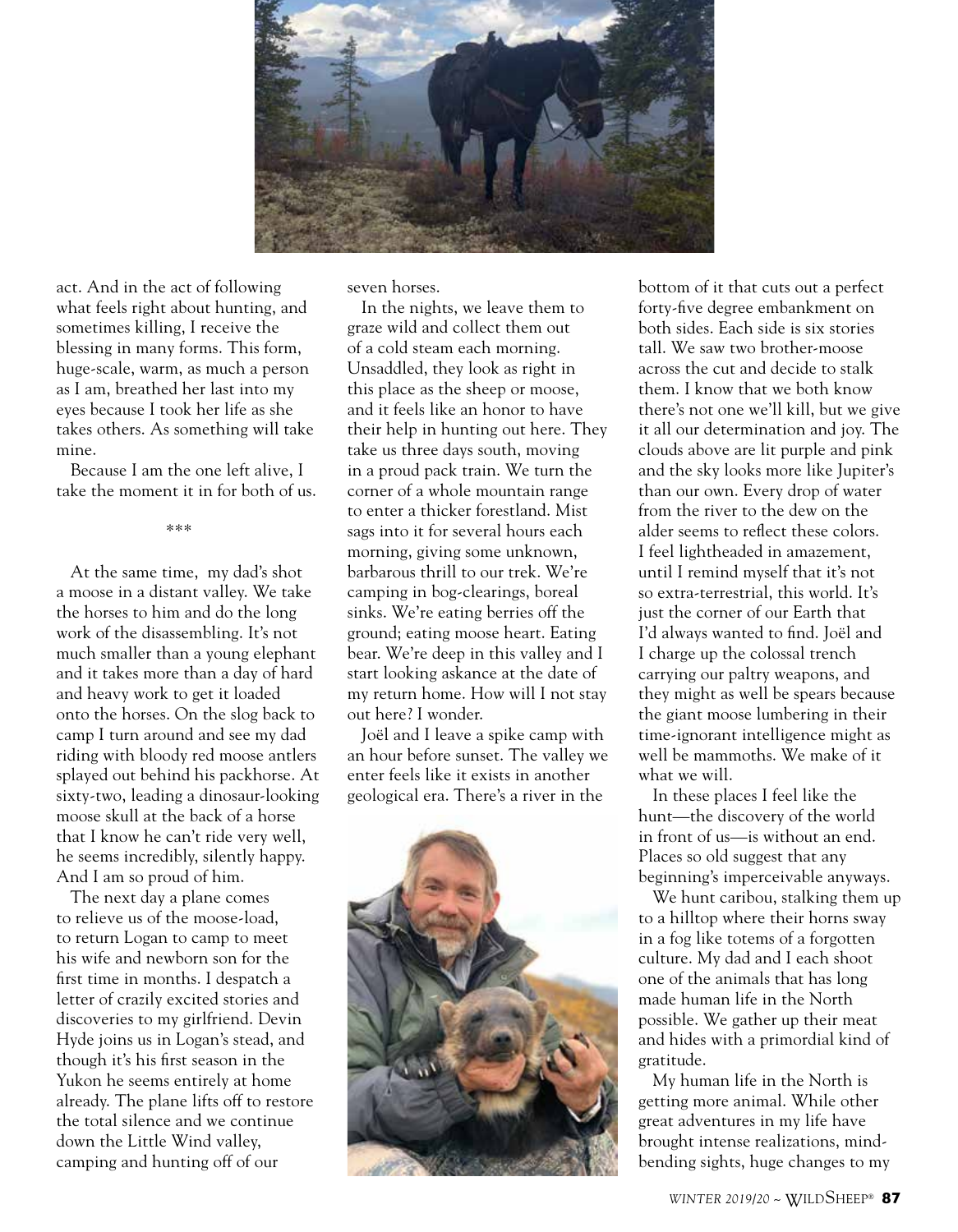act. And in the act of following what feels right about hunting, and sometimes killing, I receive the blessing in many forms. This form, huge-scale, warm, as much a person as I am, breathed her last into my eyes because I took her life as she takes others. As something will take mine.

Because I am the one left alive, I take the moment it in for both of us.

\*\*\*

At the same time, my dad's shot a moose in a distant valley. We take the horses to him and do the long work of the disassembling. It's not much smaller than a young elephant and it takes more than a day of hard and heavy work to get it loaded onto the horses. On the slog back to camp I turn around and see my dad riding with bloody red moose antlers splayed out behind his packhorse. At sixty-two, leading a dinosaur-looking moose skull at the back of a horse that I know he can't ride very well, he seems incredibly, silently happy. And I am so proud of him.

The next day a plane comes to relieve us of the moose-load, to return Logan to camp to meet his wife and newborn son for the first time in months. I despatch a letter of crazily excited stories and discoveries to my girlfriend. Devin Hyde joins us in Logan's stead, and though it's his first season in the Yukon he seems entirely at home already. The plane lifts off to restore the total silence and we continue down the Little Wind valley, camping and hunting off of our seven horses.

In the nights, we leave them to graze wild and collect them out of a cold steam each morning. Unsaddled, they look as right in this place as the sheep or moose, and it feels like an honor to have their help in hunting out here. They take us three days south, moving in a proud pack train. We turn the corner of a whole mountain range to enter a thicker forestland. Mist sags into it for several hours each morning, giving some unknown, barbarous thrill to our trek. We're camping in bog-clearings, boreal sinks. We're eating berries off the ground; eating moose heart. Eating bear. We're deep in this valley and I start looking askance at the date of my return home. How will I not stay out here? I wonder.

Joël and I leave a spike camp with an hour before sunset. The valley we enter feels like it exists in another geological era. There's a river in the bottom of it that cuts out a perfect forty-five degree embankment on both sides. Each side is six stories tall. We saw two brother-moose across the cut and decide to stalk them. I know that we both know there's not one we'll kill, but we give it all our determination and joy. The clouds above are lit purple and pink and the sky looks more like Jupiter's than our own. Every drop of water from the river to the dew on the alder seems to reflect these colors. I feel lightheaded in amazement, until I remind myself that it's not so extra-terrestrial, this world. It's just the corner of our Earth that I'd always wanted to find. Joël and I charge up the colossal trench carrying our paltry weapons, and they might as well be spears because the giant moose lumbering in their time-ignorant intelligence might as well be mammoths. We make of it what we will.

In these places I feel like the hunt—the discovery of the world in front of us—is without an end. Places so old suggest that any beginning's imperceivable anyways.

We hunt caribou, stalking them up to a hilltop where their horns sway in a fog like totems of a forgotten culture. My dad and I each shoot one of the animals that has long made human life in the North possible. We gather up their meat and hides with a primordial kind of gratitude.

My human life in the North is getting more animal. While other great adventures in my life have brought intense realizations, mind-bending sights, huge changes to my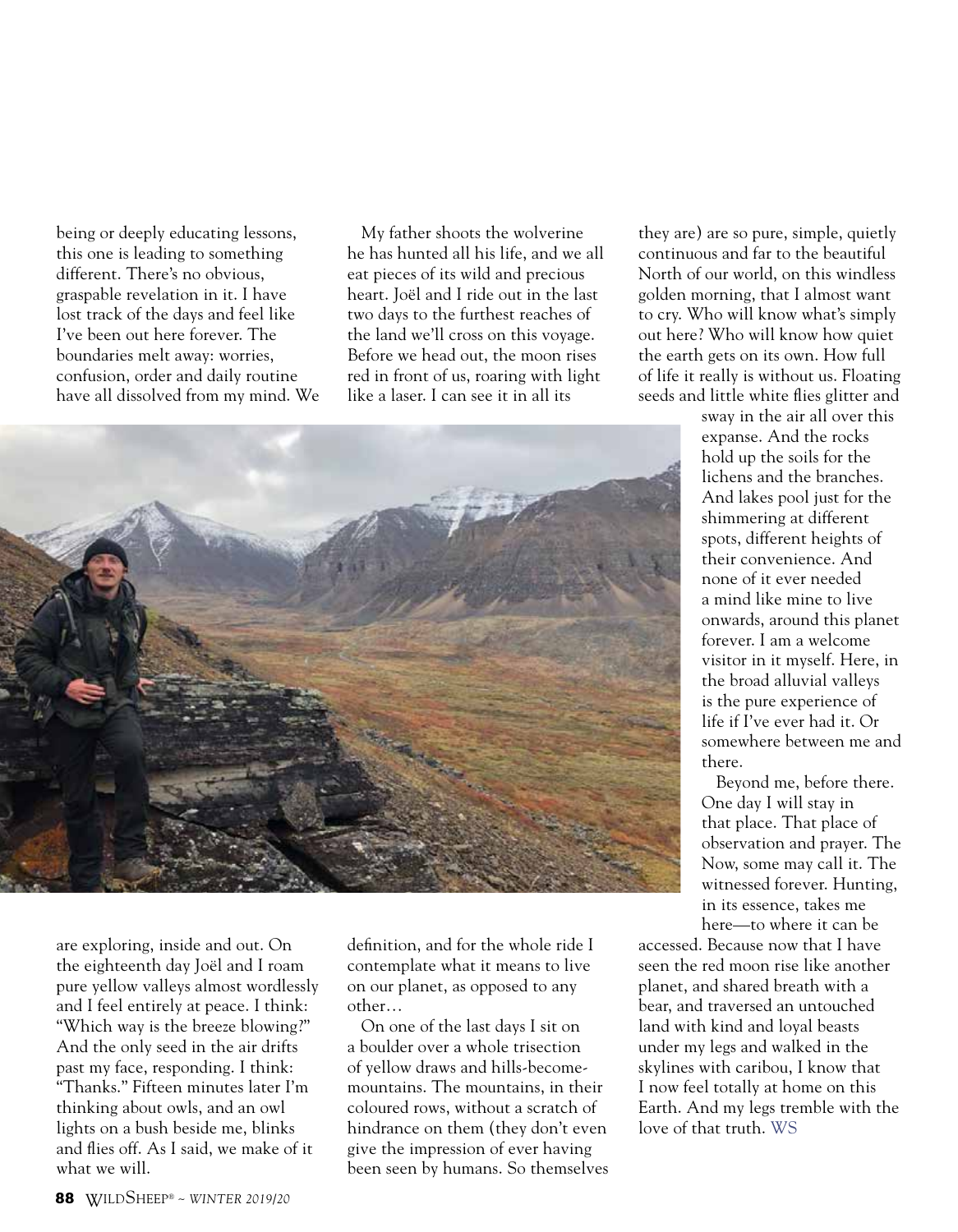being or deeply educating lessons, this one is leading to something different. There's no obvious, graspable revelation in it. I have lost track of the days and feel like I've been out here forever. The boundaries melt away: worries, confusion, order and daily routine have all dissolved from my mind. We are exploring, inside and out. On the eighteenth day Joël and I roam pure yellow valleys almost wordlessly and I feel entirely at peace. I think: "Which way is the breeze blowing?" And the only seed in the air drifts past my face, responding. I think: "Thanks." Fifteen minutes later I'm thinking about owls, and an owl lights on a bush beside me, blinks and flies off. As I said, we make of it what we will.

My father shoots the wolverine he has hunted all his life, and we all eat pieces of its wild and precious heart. Joël and I ride out in the last two days to the furthest reaches of the land we'll cross on this voyage. Before we head out, the moon rises red in front of us, roaring with light like a laser. I can see it in all its definition, and for the whole ride I contemplate what it means to live on our planet, as opposed to any other…

On one of the last days I sit on a boulder over a whole trisection of yellow draws and hills-become-mountains. The mountains, in their coloured rows, without a scratch of hindrance on them (they don't even give the impression of ever having been seen by humans. So themselves they are) are so pure, simple, quietly continuous and far to the beautiful North of our world, on this windless golden morning, that I almost want to cry. Who will know what's simply out here? Who will know how quiet the earth gets on its own. How full of life it really is without us. Floating seeds and little white flies glitter and sway in the air all over this expanse. And the rocks hold up the soils for the lichens and the branches. And lakes pool just for the shimmering at different spots, different heights of their convenience. And none of it ever needed a mind like mine to live onwards, around this planet forever. I am a welcome visitor in it myself. Here, in the broad alluvial valleys is the pure experience of life if I've ever had it. Or somewhere between me and there.

Beyond me, before there. One day I will stay in that place. That place of observation and prayer. The Now, some may call it. The witnessed forever. Hunting, in its essence, takes me here—to where it can be accessed. Because now that I have seen the red moon rise like another planet, and shared breath with a bear, and traversed an untouched land with kind and loyal beasts under my legs and walked in the skylines with caribou, I know that I now feel totally at home on this Earth. And my legs tremble with the love of that truth. WS